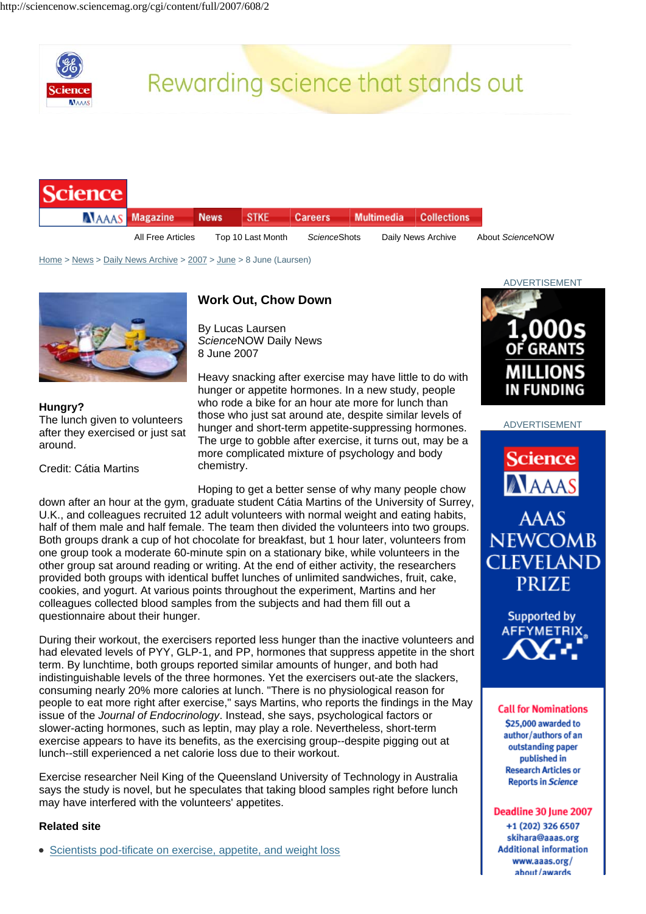# Work Out, Chow Down

By Lucas Laursen
*Science*NOW Daily News
8 June 2007

**Hungry?**
The lunch given to volunteers after they exercised or just sat around.

Credit: Cátia Martins

Heavy snacking after exercise may have little to do with hunger or appetite hormones. In a new study, people who rode a bike for an hour ate more for lunch than those who just sat around ate, despite similar levels of hunger and short-term appetite-suppressing hormones. The urge to gobble after exercise, it turns out, may be a more complicated mixture of psychology and body chemistry.

Hoping to get a better sense of why many people chow down after an hour at the gym, graduate student Cátia Martins of the University of Surrey, U.K., and colleagues recruited 12 adult volunteers with normal weight and eating habits, half of them male and half female. The team then divided the volunteers into two groups. Both groups drank a cup of hot chocolate for breakfast, but 1 hour later, volunteers from one group took a moderate 60-minute spin on a stationary bike, while volunteers in the other group sat around reading or writing. At the end of either activity, the researchers provided both groups with identical buffet lunches of unlimited sandwiches, fruit, cake, cookies, and yogurt. At various points throughout the experiment, Martins and her colleagues collected blood samples from the subjects and had them fill out a questionnaire about their hunger.

During their workout, the exercisers reported less hunger than the inactive volunteers and had elevated levels of PYY, GLP-1, and PP, hormones that suppress appetite in the short term. By lunchtime, both groups reported similar amounts of hunger, and both had indistinguishable levels of the three hormones. Yet the exercisers out-ate the slackers, consuming nearly 20% more calories at lunch. "There is no physiological reason for people to eat more right after exercise," says Martins, who reports the findings in the May issue of the *Journal of Endocrinology*. Instead, she says, psychological factors or slower-acting hormones, such as leptin, may play a role. Nevertheless, short-term exercise appears to have its benefits, as the exercising group--despite pigging out at lunch--still experienced a net calorie loss due to their workout.

Exercise researcher Neil King of the Queensland University of Technology in Australia says the study is novel, but he speculates that taking blood samples right before lunch may have interfered with the volunteers' appetites.

### Related site

- Scientists pod-tificate on exercise, appetite, and weight loss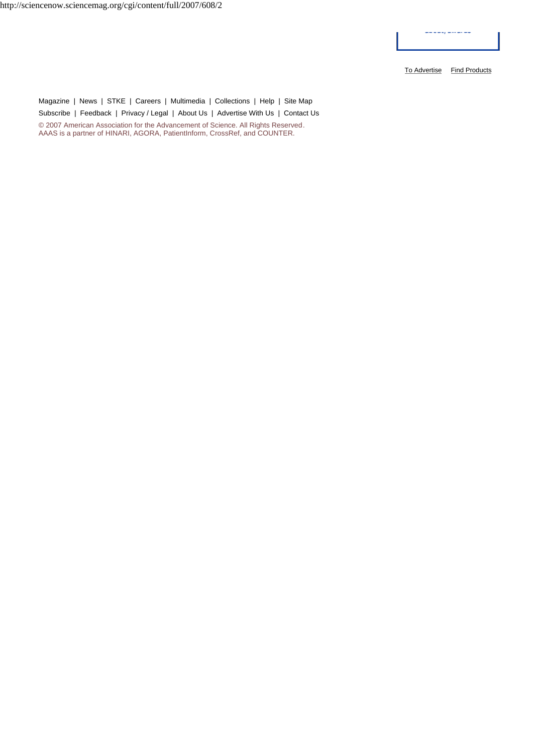To Advertise Find Products

Magazine | News | STKE | Careers | Multimedia | Collections | Help | Site Map

Subscribe | Feedback | Privacy / Legal | About Us | Advertise With Us | Contact Us

© 2007 American Association for the Advancement of Science. All Rights Reserved.
AAAS is a partner of HINARI, AGORA, PatientInform, CrossRef, and COUNTER.